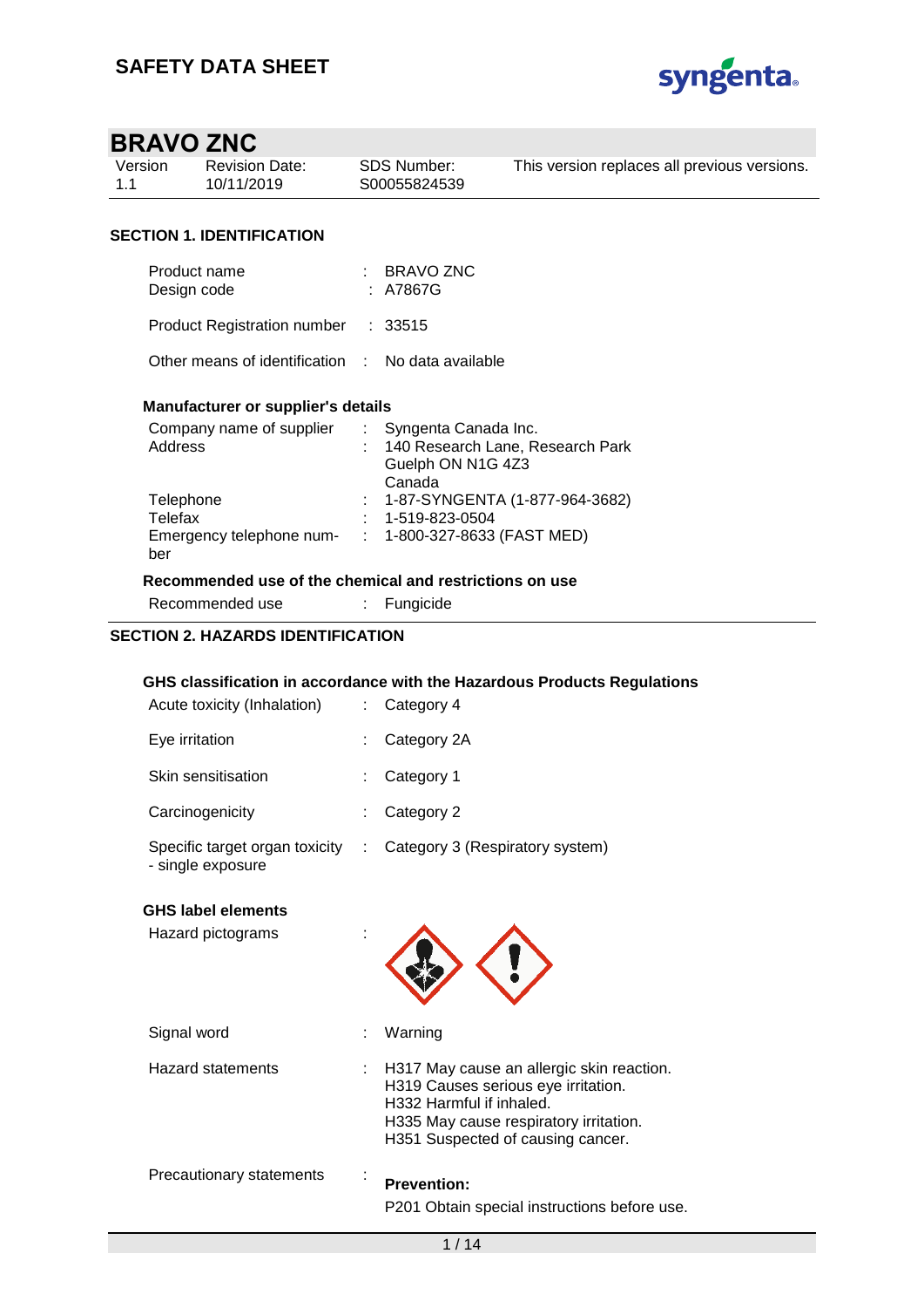# SAFETY DATA SHEET

## BRAVO ZNC

| Version | Revision Date: | SDS Number: | This version replaces all previous versions. |
|---|---|---|---|
| 1.1 | 10/11/2019 | S00055824539 | |

## SECTION 1. IDENTIFICATION

| | | |
|---|---|---|
| Product name | : | BRAVO ZNC |
| Design code | : | A7867G |
| Product Registration number | : | 33515 |
| Other means of identification | : | No data available |

### Manufacturer or supplier's details

| | | |
|---|---|---|
| Company name of supplier | : | Syngenta Canada Inc. |
| Address | : | 140 Research Lane, Research Park<br>Guelph ON N1G 4Z3<br>Canada |
| Telephone | : | 1-87-SYNGENTA (1-877-964-3682) |
| Telefax | : | 1-519-823-0504 |
| Emergency telephone number | : | 1-800-327-8633 (FAST MED) |

### Recommended use of the chemical and restrictions on use

| | | |
|---|---|---|
| Recommended use | : | Fungicide |

## SECTION 2. HAZARDS IDENTIFICATION

### GHS classification in accordance with the Hazardous Products Regulations

| | | |
|---|---|---|
| Acute toxicity (Inhalation) | : | Category 4 |
| Eye irritation | : | Category 2A |
| Skin sensitisation | : | Category 1 |
| Carcinogenicity | : | Category 2 |
| Specific target organ toxicity - single exposure | : | Category 3 (Respiratory system) |

### GHS label elements

Hazard pictograms :

Signal word : Warning

Hazard statements :

H317 May cause an allergic skin reaction.
H319 Causes serious eye irritation.
H332 Harmful if inhaled.
H335 May cause respiratory irritation.
H351 Suspected of causing cancer.

Precautionary statements :

**Prevention:**

P201 Obtain special instructions before use.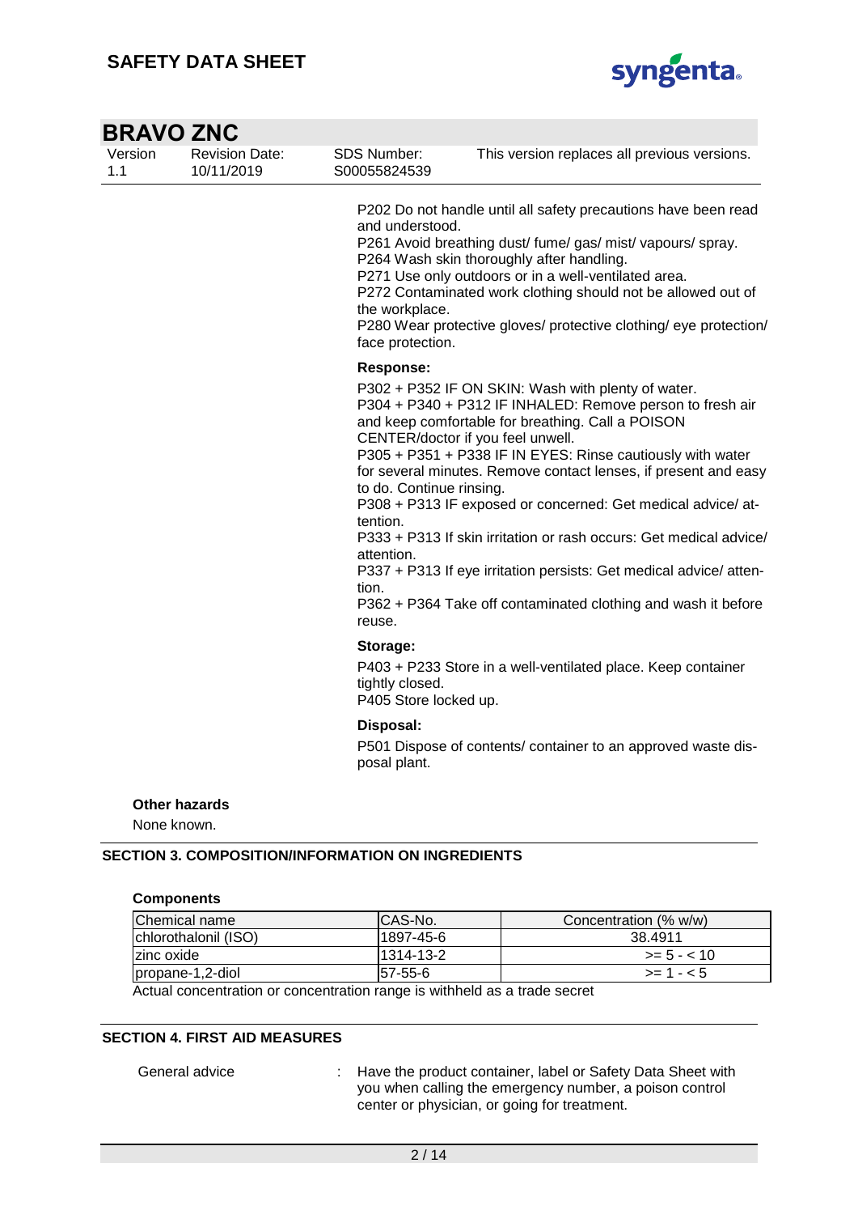P202 Do not handle until all safety precautions have been read and understood.
P261 Avoid breathing dust/ fume/ gas/ mist/ vapours/ spray.
P264 Wash skin thoroughly after handling.
P271 Use only outdoors or in a well-ventilated area.
P272 Contaminated work clothing should not be allowed out of the workplace.
P280 Wear protective gloves/ protective clothing/ eye protection/ face protection.

**Response:**

P302 + P352 IF ON SKIN: Wash with plenty of water.
P304 + P340 + P312 IF INHALED: Remove person to fresh air and keep comfortable for breathing. Call a POISON CENTER/doctor if you feel unwell.
P305 + P351 + P338 IF IN EYES: Rinse cautiously with water for several minutes. Remove contact lenses, if present and easy to do. Continue rinsing.
P308 + P313 IF exposed or concerned: Get medical advice/ attention.
P333 + P313 If skin irritation or rash occurs: Get medical advice/ attention.
P337 + P313 If eye irritation persists: Get medical advice/ attention.
P362 + P364 Take off contaminated clothing and wash it before reuse.

**Storage:**

P403 + P233 Store in a well-ventilated place. Keep container tightly closed.
P405 Store locked up.

**Disposal:**

P501 Dispose of contents/ container to an approved waste disposal plant.

**Other hazards**

None known.

## SECTION 3. COMPOSITION/INFORMATION ON INGREDIENTS

**Components**

| Chemical name | CAS-No. | Concentration (% w/w) |
|---|---|---|
| chlorothalonil (ISO) | 1897-45-6 | 38.4911 |
| zinc oxide | 1314-13-2 | >= 5 - < 10 |
| propane-1,2-diol | 57-55-6 | >= 1 - < 5 |

Actual concentration or concentration range is withheld as a trade secret

## SECTION 4. FIRST AID MEASURES

General advice : Have the product container, label or Safety Data Sheet with you when calling the emergency number, a poison control center or physician, or going for treatment.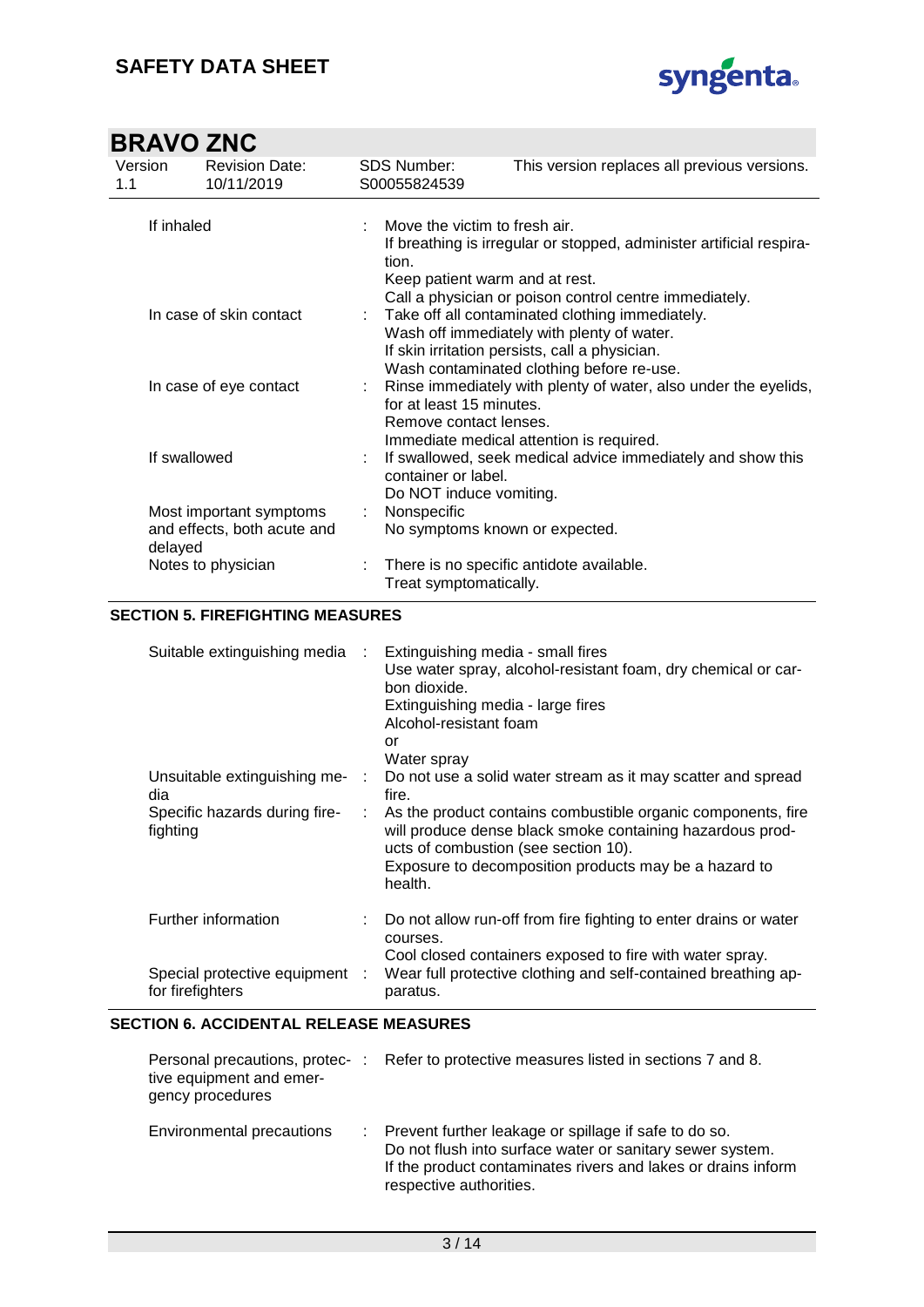| | |
|---|---|
| If inhaled | Move the victim to fresh air.<br>If breathing is irregular or stopped, administer artificial respiration.<br>Keep patient warm and at rest.<br>Call a physician or poison control centre immediately. |
| In case of skin contact | Take off all contaminated clothing immediately.<br>Wash off immediately with plenty of water.<br>If skin irritation persists, call a physician.<br>Wash contaminated clothing before re-use. |
| In case of eye contact | Rinse immediately with plenty of water, also under the eyelids, for at least 15 minutes.<br>Remove contact lenses.<br>Immediate medical attention is required. |
| If swallowed | If swallowed, seek medical advice immediately and show this container or label.<br>Do NOT induce vomiting. |
| Most important symptoms and effects, both acute and delayed | Nonspecific<br>No symptoms known or expected. |
| Notes to physician | There is no specific antidote available.<br>Treat symptomatically. |

## SECTION 5. FIREFIGHTING MEASURES

| | |
|---|---|
| Suitable extinguishing media | Extinguishing media - small fires<br>Use water spray, alcohol-resistant foam, dry chemical or carbon dioxide.<br>Extinguishing media - large fires<br>Alcohol-resistant foam<br>or<br>Water spray |
| Unsuitable extinguishing media | Do not use a solid water stream as it may scatter and spread fire. |
| Specific hazards during firefighting | As the product contains combustible organic components, fire will produce dense black smoke containing hazardous products of combustion (see section 10).<br>Exposure to decomposition products may be a hazard to health. |
| Further information | Do not allow run-off from fire fighting to enter drains or water courses.<br>Cool closed containers exposed to fire with water spray. |
| Special protective equipment for firefighters | Wear full protective clothing and self-contained breathing apparatus. |

## SECTION 6. ACCIDENTAL RELEASE MEASURES

| | |
|---|---|
| Personal precautions, protective equipment and emergency procedures | Refer to protective measures listed in sections 7 and 8. |
| Environmental precautions | Prevent further leakage or spillage if safe to do so.<br>Do not flush into surface water or sanitary sewer system.<br>If the product contaminates rivers and lakes or drains inform respective authorities. |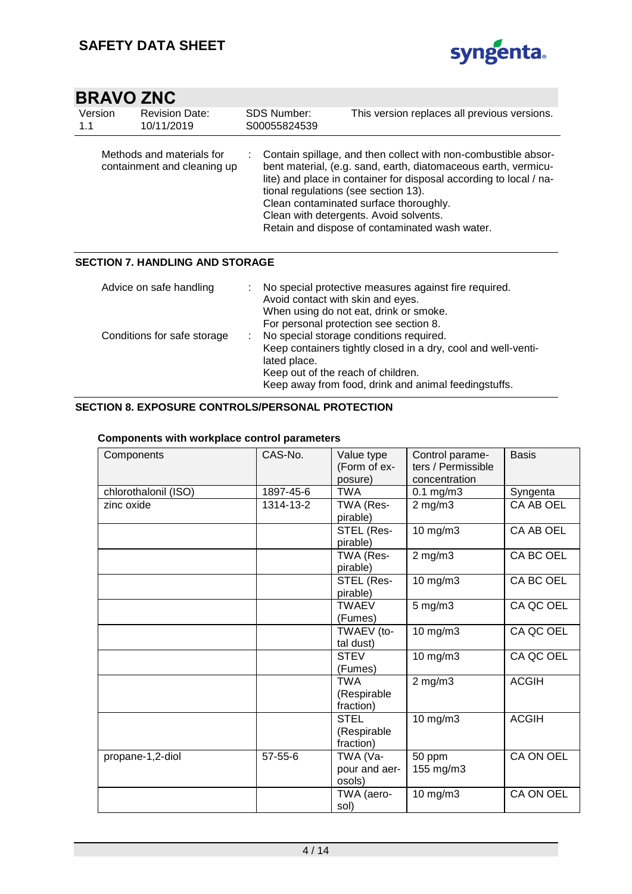# BRAVO ZNC

| Version | Revision Date: | SDS Number: | This version replaces all previous versions. |
|---|---|---|---|
| 1.1 | 10/11/2019 | S00055824539 | |

Methods and materials for containment and cleaning up : Contain spillage, and then collect with non-combustible absorbent material, (e.g. sand, earth, diatomaceous earth, vermiculite) and place in container for disposal according to local / national regulations (see section 13).
Clean contaminated surface thoroughly.
Clean with detergents. Avoid solvents.
Retain and dispose of contaminated wash water.

## SECTION 7. HANDLING AND STORAGE

Advice on safe handling : No special protective measures against fire required.
Avoid contact with skin and eyes.
When using do not eat, drink or smoke.
For personal protection see section 8.

Conditions for safe storage : No special storage conditions required.
Keep containers tightly closed in a dry, cool and well-ventilated place.
Keep out of the reach of children.
Keep away from food, drink and animal feedingstuffs.

## SECTION 8. EXPOSURE CONTROLS/PERSONAL PROTECTION

**Components with workplace control parameters**

| Components | CAS-No. | Value type (Form of exposure) | Control parameters / Permissible concentration | Basis |
|---|---|---|---|---|
| chlorothalonil (ISO) | 1897-45-6 | TWA | 0.1 mg/m3 | Syngenta |
| zinc oxide | 1314-13-2 | TWA (Respirable) | 2 mg/m3 | CA AB OEL |
| | | STEL (Respirable) | 10 mg/m3 | CA AB OEL |
| | | TWA (Respirable) | 2 mg/m3 | CA BC OEL |
| | | STEL (Respirable) | 10 mg/m3 | CA BC OEL |
| | | TWAEV (Fumes) | 5 mg/m3 | CA QC OEL |
| | | TWAEV (total dust) | 10 mg/m3 | CA QC OEL |
| | | STEV (Fumes) | 10 mg/m3 | CA QC OEL |
| | | TWA (Respirable fraction) | 2 mg/m3 | ACGIH |
| | | STEL (Respirable fraction) | 10 mg/m3 | ACGIH |
| propane-1,2-diol | 57-55-6 | TWA (Vapour and aerosols) | 50 ppm<br>155 mg/m3 | CA ON OEL |
| | | TWA (aerosol) | 10 mg/m3 | CA ON OEL |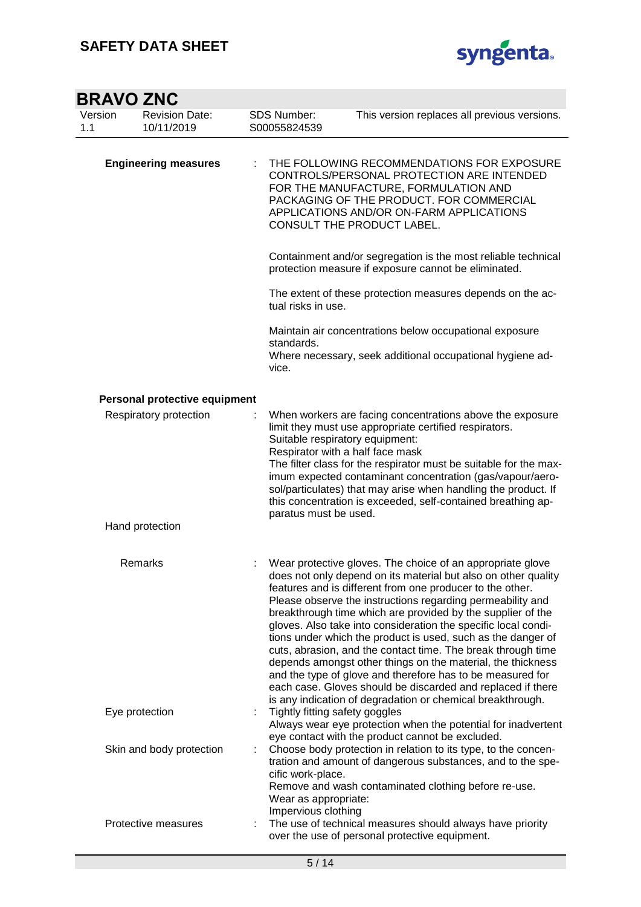**Engineering measures** : THE FOLLOWING RECOMMENDATIONS FOR EXPOSURE CONTROLS/PERSONAL PROTECTION ARE INTENDED FOR THE MANUFACTURE, FORMULATION AND PACKAGING OF THE PRODUCT. FOR COMMERCIAL APPLICATIONS AND/OR ON-FARM APPLICATIONS CONSULT THE PRODUCT LABEL.

Containment and/or segregation is the most reliable technical protection measure if exposure cannot be eliminated.

The extent of these protection measures depends on the actual risks in use.

Maintain air concentrations below occupational exposure standards.
Where necessary, seek additional occupational hygiene advice.

**Personal protective equipment**

Respiratory protection : When workers are facing concentrations above the exposure limit they must use appropriate certified respirators.
Suitable respiratory equipment:
Respirator with a half face mask
The filter class for the respirator must be suitable for the maximum expected contaminant concentration (gas/vapour/aerosol/particulates) that may arise when handling the product. If this concentration is exceeded, self-contained breathing apparatus must be used.

Hand protection

Remarks : Wear protective gloves. The choice of an appropriate glove does not only depend on its material but also on other quality features and is different from one producer to the other. Please observe the instructions regarding permeability and breakthrough time which are provided by the supplier of the gloves. Also take into consideration the specific local conditions under which the product is used, such as the danger of cuts, abrasion, and the contact time. The break through time depends amongst other things on the material, the thickness and the type of glove and therefore has to be measured for each case. Gloves should be discarded and replaced if there is any indication of degradation or chemical breakthrough.

Eye protection : Tightly fitting safety goggles
Always wear eye protection when the potential for inadvertent eye contact with the product cannot be excluded.

Skin and body protection : Choose body protection in relation to its type, to the concentration and amount of dangerous substances, and to the specific work-place.
Remove and wash contaminated clothing before re-use.
Wear as appropriate:
Impervious clothing

Protective measures : The use of technical measures should always have priority over the use of personal protective equipment.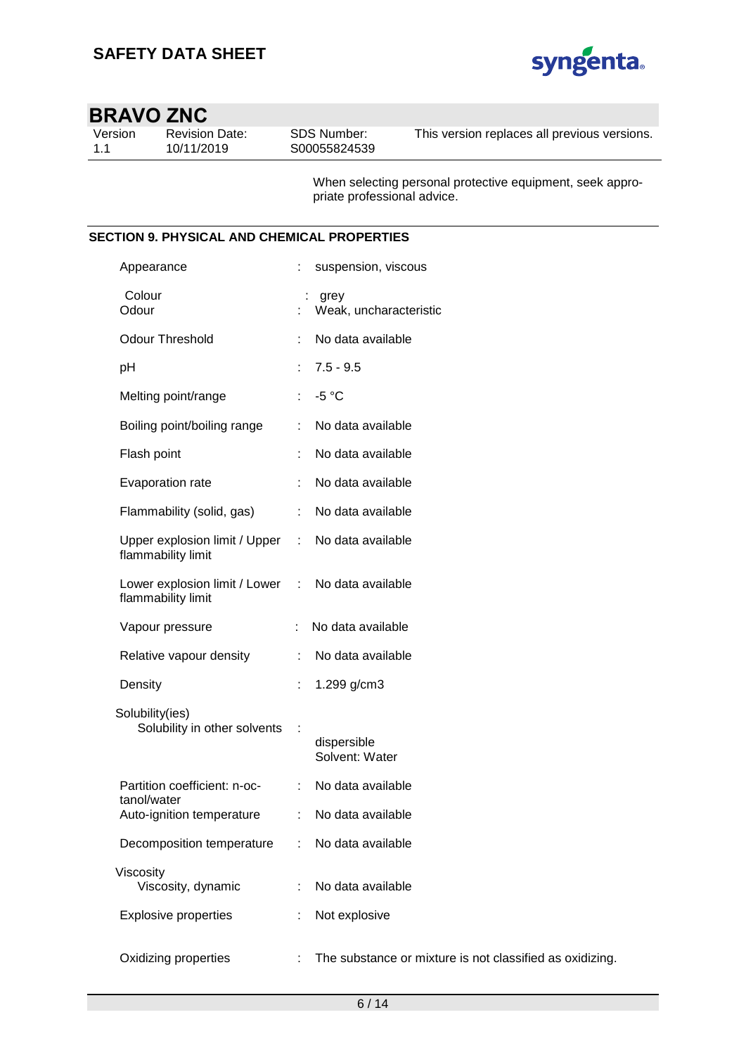When selecting personal protective equipment, seek appropriate professional advice.

## SECTION 9. PHYSICAL AND CHEMICAL PROPERTIES

| Property | | Value |
|---|---|---|
| Appearance | : | suspension, viscous |
| Colour | : | grey |
| Odour | : | Weak, uncharacteristic |
| Odour Threshold | : | No data available |
| pH | : | 7.5 - 9.5 |
| Melting point/range | : | -5 °C |
| Boiling point/boiling range | : | No data available |
| Flash point | : | No data available |
| Evaporation rate | : | No data available |
| Flammability (solid, gas) | : | No data available |
| Upper explosion limit / Upper flammability limit | : | No data available |
| Lower explosion limit / Lower flammability limit | : | No data available |
| Vapour pressure | : | No data available |
| Relative vapour density | : | No data available |
| Density | : | 1.299 g/cm3 |
| Solubility(ies) | | |
| Solubility in other solvents | : | dispersible<br>Solvent: Water |
| Partition coefficient: n-octanol/water | : | No data available |
| Auto-ignition temperature | : | No data available |
| Decomposition temperature | : | No data available |
| Viscosity | | |
| Viscosity, dynamic | : | No data available |
| Explosive properties | : | Not explosive |
| Oxidizing properties | : | The substance or mixture is not classified as oxidizing. |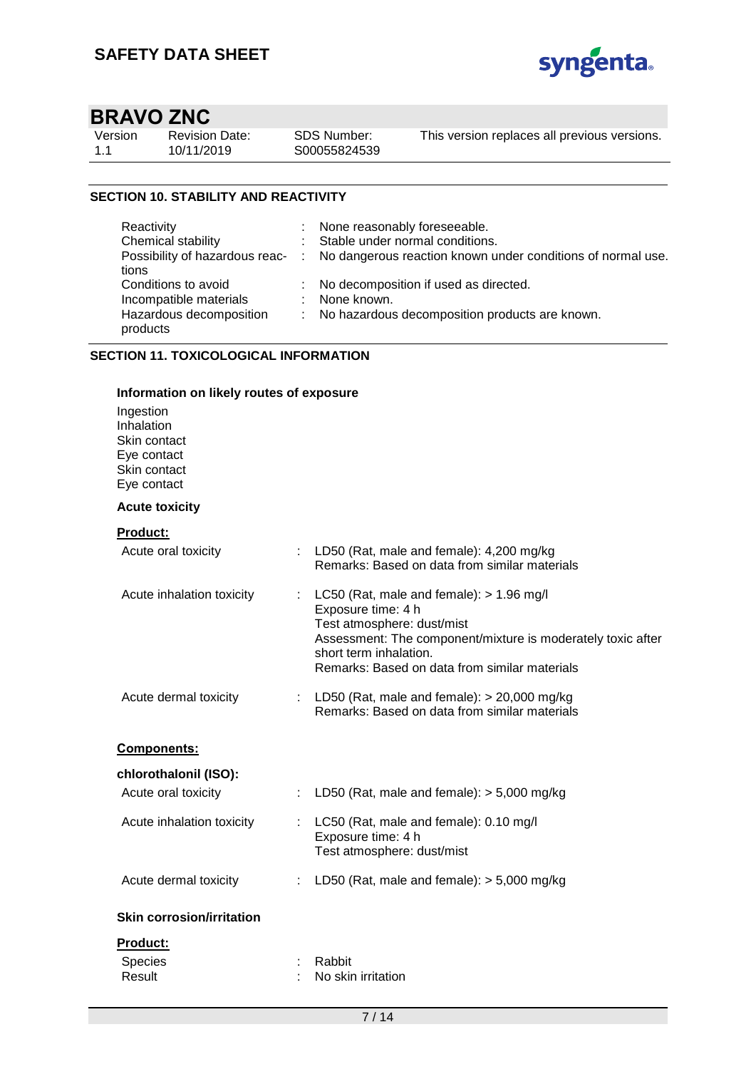## SECTION 10. STABILITY AND REACTIVITY

| | | |
|---|---|---|
| Reactivity | : | None reasonably foreseeable. |
| Chemical stability | : | Stable under normal conditions. |
| Possibility of hazardous reactions | : | No dangerous reaction known under conditions of normal use. |
| Conditions to avoid | : | No decomposition if used as directed. |
| Incompatible materials | : | None known. |
| Hazardous decomposition products | : | No hazardous decomposition products are known. |

## SECTION 11. TOXICOLOGICAL INFORMATION

### Information on likely routes of exposure

Ingestion
Inhalation
Skin contact
Eye contact
Skin contact
Eye contact

### Acute toxicity

**Product:**

| | | |
|---|---|---|
| Acute oral toxicity | : | LD50 (Rat, male and female): 4,200 mg/kg<br>Remarks: Based on data from similar materials |
| Acute inhalation toxicity | : | LC50 (Rat, male and female): > 1.96 mg/l<br>Exposure time: 4 h<br>Test atmosphere: dust/mist<br>Assessment: The component/mixture is moderately toxic after short term inhalation.<br>Remarks: Based on data from similar materials |
| Acute dermal toxicity | : | LD50 (Rat, male and female): > 20,000 mg/kg<br>Remarks: Based on data from similar materials |

**Components:**

**chlorothalonil (ISO):**

| | | |
|---|---|---|
| Acute oral toxicity | : | LD50 (Rat, male and female): > 5,000 mg/kg |
| Acute inhalation toxicity | : | LC50 (Rat, male and female): 0.10 mg/l<br>Exposure time: 4 h<br>Test atmosphere: dust/mist |
| Acute dermal toxicity | : | LD50 (Rat, male and female): > 5,000 mg/kg |

### Skin corrosion/irritation

**Product:**

| | | |
|---|---|---|
| Species | : | Rabbit |
| Result | : | No skin irritation |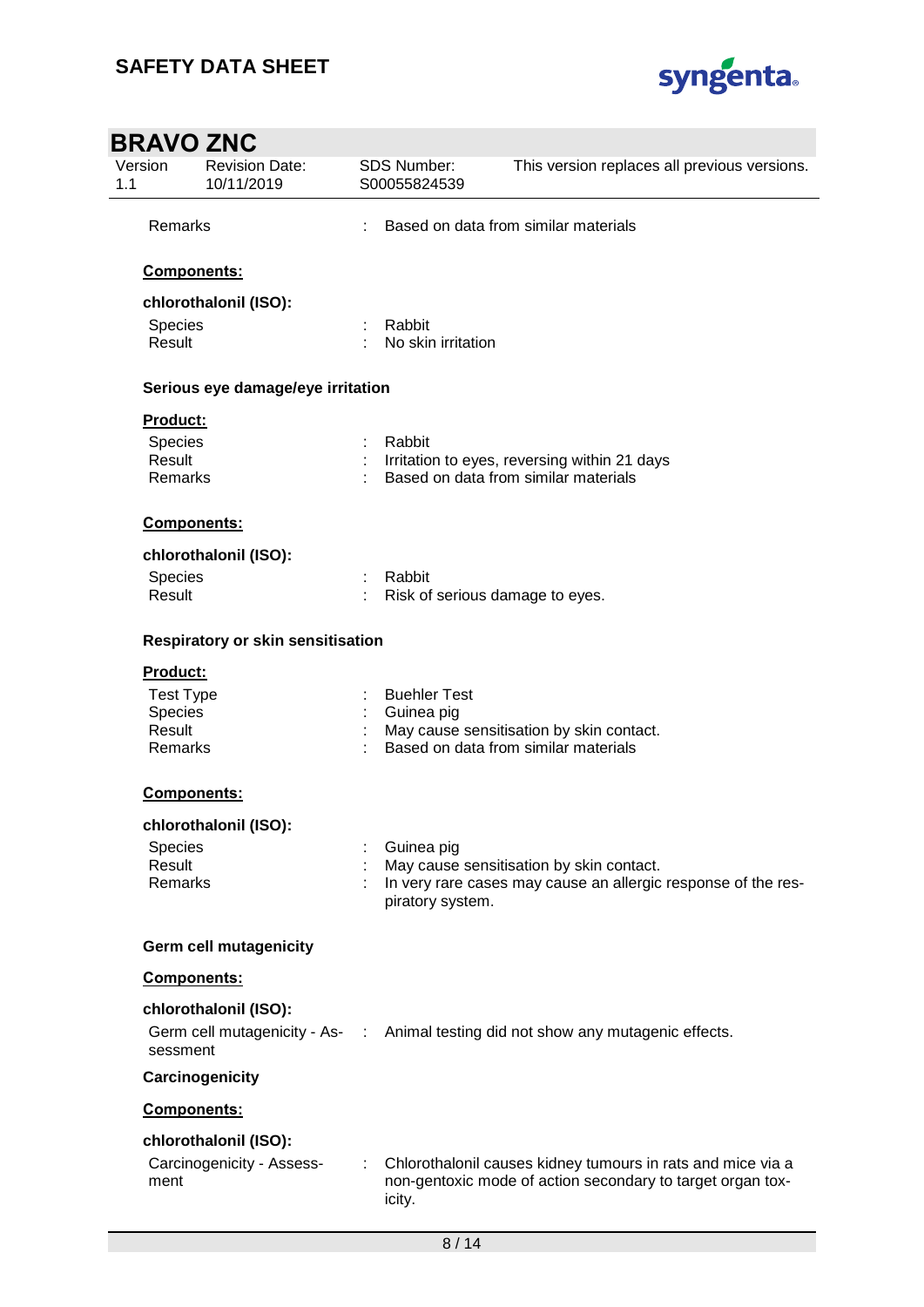Remarks : Based on data from similar materials

**Components:**

**chlorothalonil (ISO):**

Species : Rabbit
Result : No skin irritation

**Serious eye damage/eye irritation**

**Product:**

Species : Rabbit
Result : Irritation to eyes, reversing within 21 days
Remarks : Based on data from similar materials

**Components:**

**chlorothalonil (ISO):**

Species : Rabbit
Result : Risk of serious damage to eyes.

**Respiratory or skin sensitisation**

**Product:**

Test Type : Buehler Test
Species : Guinea pig
Result : May cause sensitisation by skin contact.
Remarks : Based on data from similar materials

**Components:**

**chlorothalonil (ISO):**

Species : Guinea pig
Result : May cause sensitisation by skin contact.
Remarks : In very rare cases may cause an allergic response of the respiratory system.

**Germ cell mutagenicity**

**Components:**

**chlorothalonil (ISO):**

Germ cell mutagenicity - Assessment : Animal testing did not show any mutagenic effects.

**Carcinogenicity**

**Components:**

**chlorothalonil (ISO):**

Carcinogenicity - Assessment : Chlorothalonil causes kidney tumours in rats and mice via a non-gentoxic mode of action secondary to target organ toxicity.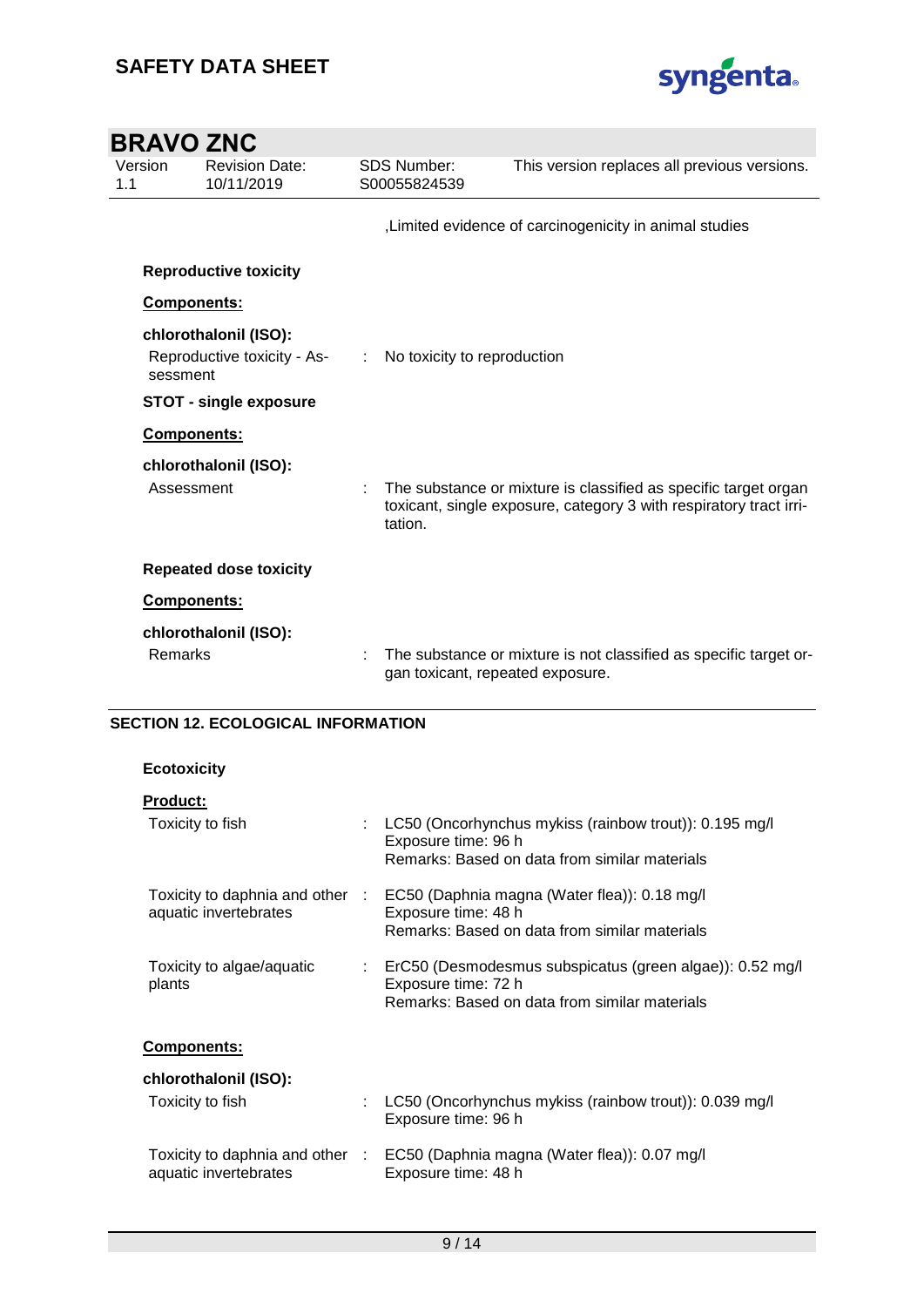,Limited evidence of carcinogenicity in animal studies

**Reproductive toxicity**

**Components:**

**chlorothalonil (ISO):**

Reproductive toxicity - Assessment : No toxicity to reproduction

**STOT - single exposure**

**Components:**

**chlorothalonil (ISO):**

Assessment : The substance or mixture is classified as specific target organ toxicant, single exposure, category 3 with respiratory tract irritation.

**Repeated dose toxicity**

**Components:**

**chlorothalonil (ISO):**

Remarks : The substance or mixture is not classified as specific target organ toxicant, repeated exposure.

## SECTION 12. ECOLOGICAL INFORMATION

**Ecotoxicity**

**Product:**

Toxicity to fish : LC50 (Oncorhynchus mykiss (rainbow trout)): 0.195 mg/l
Exposure time: 96 h
Remarks: Based on data from similar materials

Toxicity to daphnia and other aquatic invertebrates : EC50 (Daphnia magna (Water flea)): 0.18 mg/l
Exposure time: 48 h
Remarks: Based on data from similar materials

Toxicity to algae/aquatic plants : ErC50 (Desmodesmus subspicatus (green algae)): 0.52 mg/l
Exposure time: 72 h
Remarks: Based on data from similar materials

**Components:**

**chlorothalonil (ISO):**

Toxicity to fish : LC50 (Oncorhynchus mykiss (rainbow trout)): 0.039 mg/l
Exposure time: 96 h

Toxicity to daphnia and other aquatic invertebrates : EC50 (Daphnia magna (Water flea)): 0.07 mg/l
Exposure time: 48 h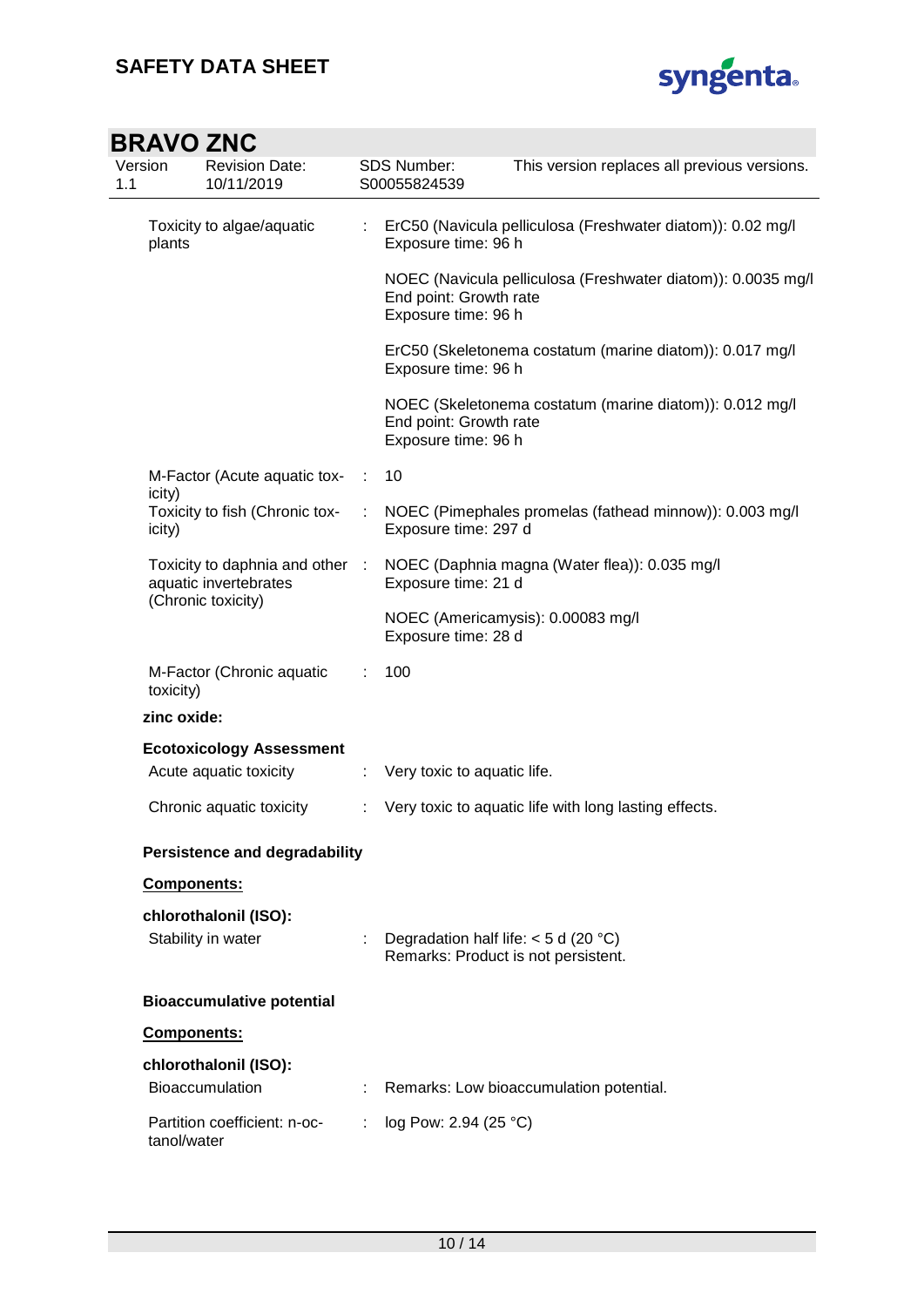| | | |
|---|---|---|
| Toxicity to algae/aquatic plants | : | ErC50 (Navicula pelliculosa (Freshwater diatom)): 0.02 mg/l<br>Exposure time: 96 h |
| | | NOEC (Navicula pelliculosa (Freshwater diatom)): 0.0035 mg/l<br>End point: Growth rate<br>Exposure time: 96 h |
| | | ErC50 (Skeletonema costatum (marine diatom)): 0.017 mg/l<br>Exposure time: 96 h |
| | | NOEC (Skeletonema costatum (marine diatom)): 0.012 mg/l<br>End point: Growth rate<br>Exposure time: 96 h |
| M-Factor (Acute aquatic toxicity) | : | 10 |
| Toxicity to fish (Chronic toxicity) | : | NOEC (Pimephales promelas (fathead minnow)): 0.003 mg/l<br>Exposure time: 297 d |
| Toxicity to daphnia and other aquatic invertebrates (Chronic toxicity) | : | NOEC (Daphnia magna (Water flea)): 0.035 mg/l<br>Exposure time: 21 d |
| | | NOEC (Americamysis): 0.00083 mg/l<br>Exposure time: 28 d |
| M-Factor (Chronic aquatic toxicity) | : | 100 |

**zinc oxide:**

**Ecotoxicology Assessment**

| | | |
|---|---|---|
| Acute aquatic toxicity | : | Very toxic to aquatic life. |
| Chronic aquatic toxicity | : | Very toxic to aquatic life with long lasting effects. |

**Persistence and degradability**

**Components:**

**chlorothalonil (ISO):**

| | | |
|---|---|---|
| Stability in water | : | Degradation half life: < 5 d (20 °C)<br>Remarks: Product is not persistent. |

**Bioaccumulative potential**

**Components:**

**chlorothalonil (ISO):**

| | | |
|---|---|---|
| Bioaccumulation | : | Remarks: Low bioaccumulation potential. |
| Partition coefficient: n-octanol/water | : | log Pow: 2.94 (25 °C) |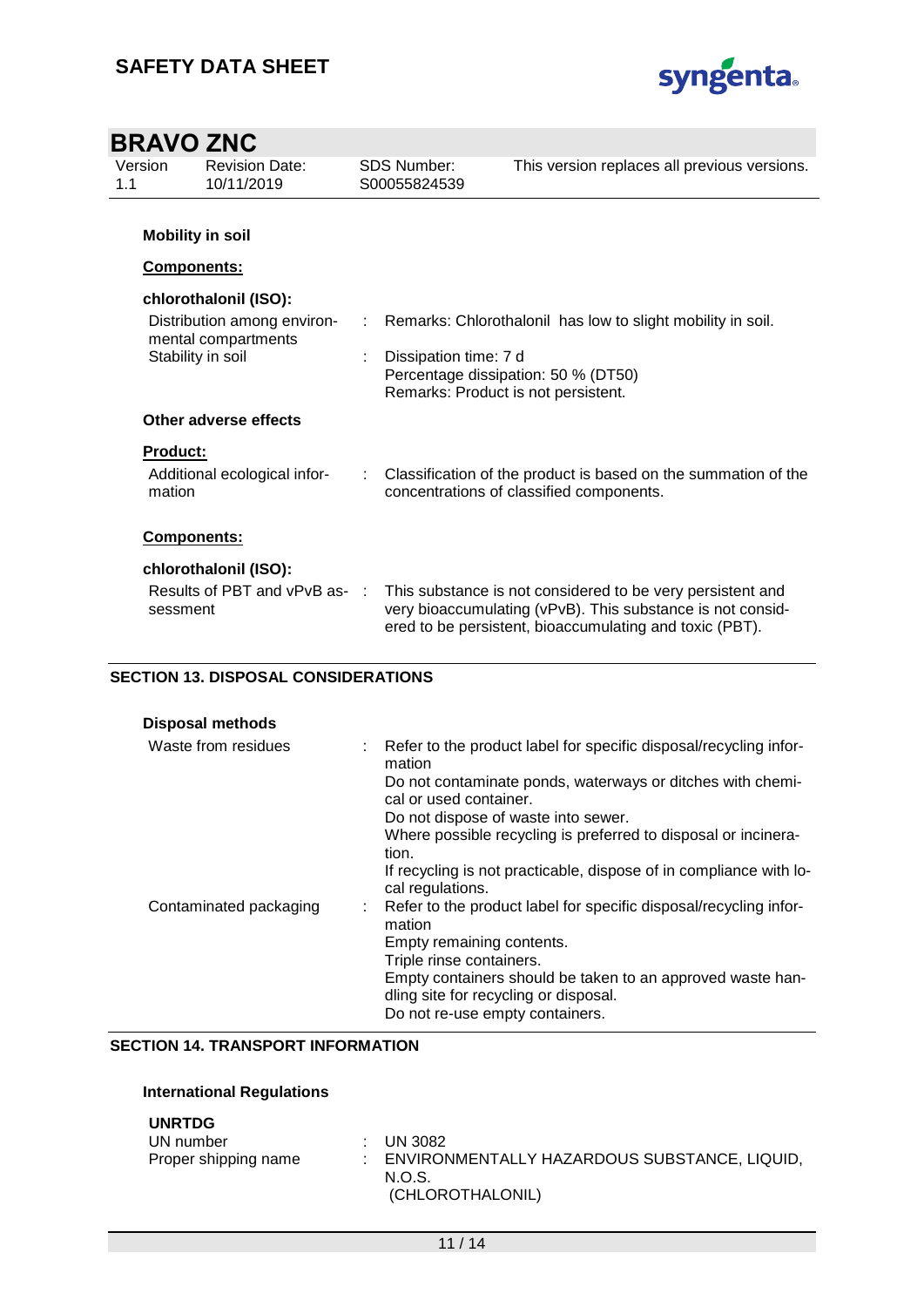**Mobility in soil**

**Components:**

**chlorothalonil (ISO):**

| | | |
|---|---|---|
| Distribution among environmental compartments | : | Remarks: Chlorothalonil has low to slight mobility in soil. |
| Stability in soil | : | Dissipation time: 7 d<br>Percentage dissipation: 50 % (DT50)<br>Remarks: Product is not persistent. |

**Other adverse effects**

**Product:**

| | | |
|---|---|---|
| Additional ecological information | : | Classification of the product is based on the summation of the concentrations of classified components. |

**Components:**

**chlorothalonil (ISO):**

| | | |
|---|---|---|
| Results of PBT and vPvB assessment | : | This substance is not considered to be very persistent and very bioaccumulating (vPvB). This substance is not considered to be persistent, bioaccumulating and toxic (PBT). |

## SECTION 13. DISPOSAL CONSIDERATIONS

**Disposal methods**

| | | |
|---|---|---|
| Waste from residues | : | Refer to the product label for specific disposal/recycling information<br>Do not contaminate ponds, waterways or ditches with chemical or used container.<br>Do not dispose of waste into sewer.<br>Where possible recycling is preferred to disposal or incineration.<br>If recycling is not practicable, dispose of in compliance with local regulations. |
| Contaminated packaging | : | Refer to the product label for specific disposal/recycling information<br>Empty remaining contents.<br>Triple rinse containers.<br>Empty containers should be taken to an approved waste handling site for recycling or disposal.<br>Do not re-use empty containers. |

## SECTION 14. TRANSPORT INFORMATION

**International Regulations**

**UNRTDG**

| | | |
|---|---|---|
| UN number | : | UN 3082 |
| Proper shipping name | : | ENVIRONMENTALLY HAZARDOUS SUBSTANCE, LIQUID, N.O.S.<br>(CHLOROTHALONIL) |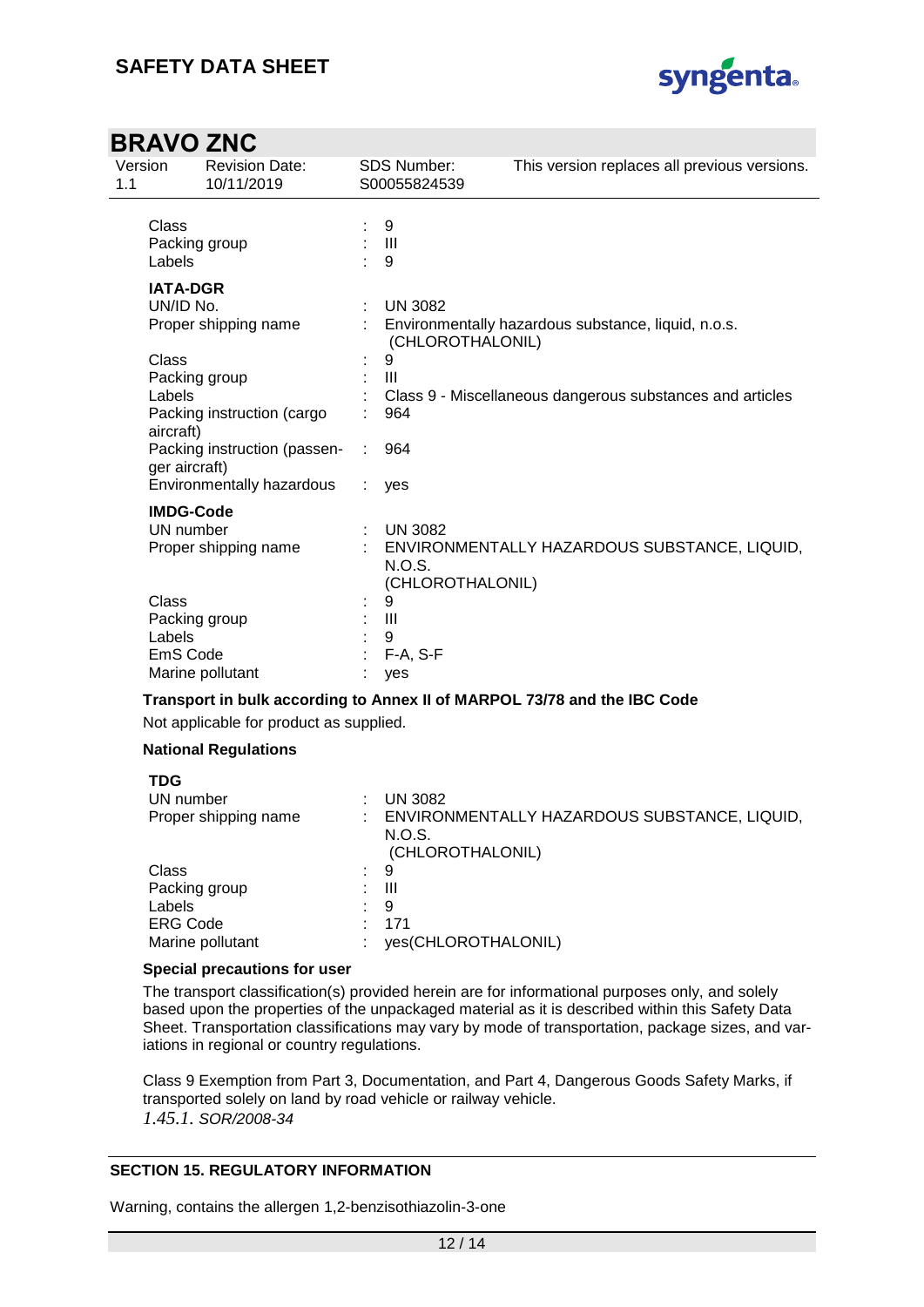| | | |
|---|---|---|
| Class | : | 9 |
| Packing group | : | III |
| Labels | : | 9 |

**IATA-DGR**

| | | |
|---|---|---|
| UN/ID No. | : | UN 3082 |
| Proper shipping name | : | Environmentally hazardous substance, liquid, n.o.s. (CHLOROTHALONIL) |
| Class | : | 9 |
| Packing group | : | III |
| Labels | : | Class 9 - Miscellaneous dangerous substances and articles |
| Packing instruction (cargo aircraft) | : | 964 |
| Packing instruction (passenger aircraft) | : | 964 |
| Environmentally hazardous | : | yes |

**IMDG-Code**

| | | |
|---|---|---|
| UN number | : | UN 3082 |
| Proper shipping name | : | ENVIRONMENTALLY HAZARDOUS SUBSTANCE, LIQUID, N.O.S. (CHLOROTHALONIL) |
| Class | : | 9 |
| Packing group | : | III |
| Labels | : | 9 |
| EmS Code | : | F-A, S-F |
| Marine pollutant | : | yes |

**Transport in bulk according to Annex II of MARPOL 73/78 and the IBC Code**

Not applicable for product as supplied.

**National Regulations**

**TDG**

| | | |
|---|---|---|
| UN number | : | UN 3082 |
| Proper shipping name | : | ENVIRONMENTALLY HAZARDOUS SUBSTANCE, LIQUID, N.O.S. (CHLOROTHALONIL) |
| Class | : | 9 |
| Packing group | : | III |
| Labels | : | 9 |
| ERG Code | : | 171 |
| Marine pollutant | : | yes(CHLOROTHALONIL) |

**Special precautions for user**

The transport classification(s) provided herein are for informational purposes only, and solely based upon the properties of the unpackaged material as it is described within this Safety Data Sheet. Transportation classifications may vary by mode of transportation, package sizes, and variations in regional or country regulations.

Class 9 Exemption from Part 3, Documentation, and Part 4, Dangerous Goods Safety Marks, if transported solely on land by road vehicle or railway vehicle.
*1.45.1. SOR/2008-34*

## SECTION 15. REGULATORY INFORMATION

Warning, contains the allergen 1,2-benzisothiazolin-3-one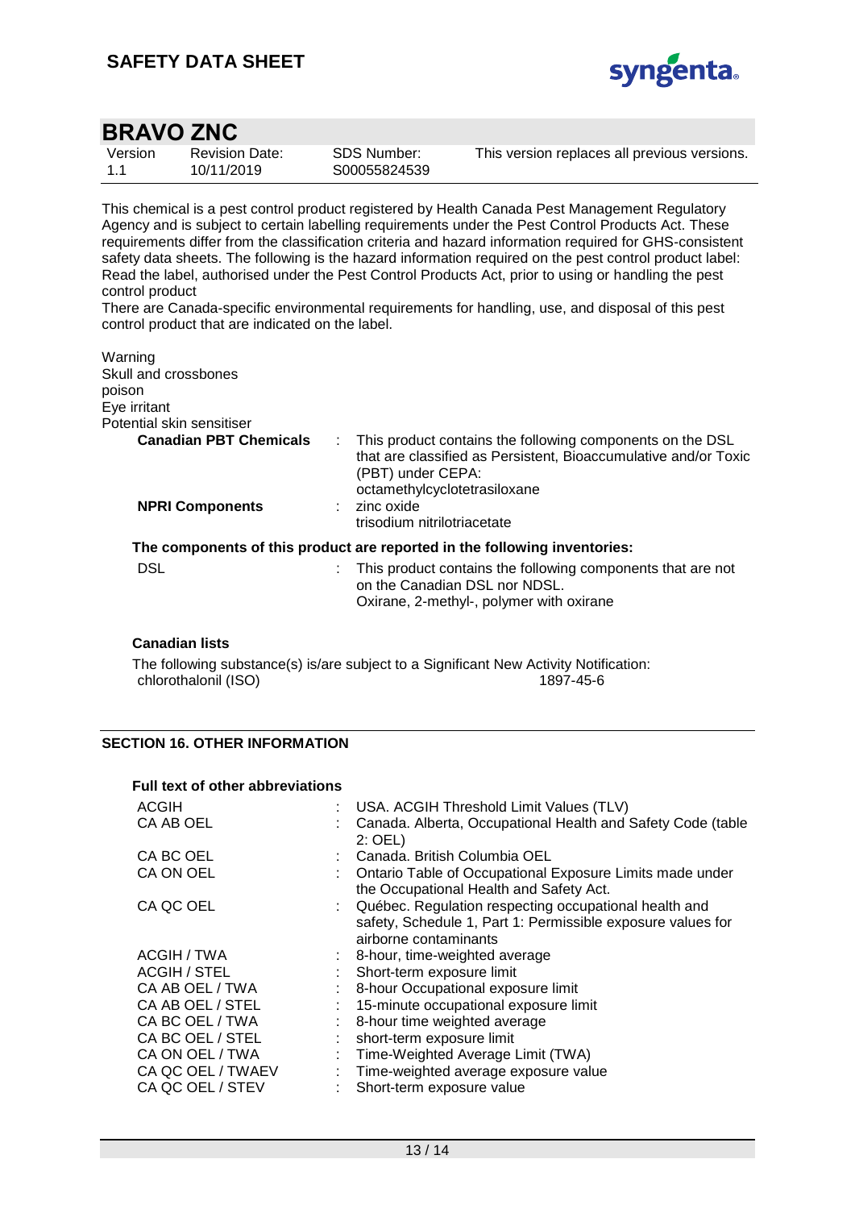This chemical is a pest control product registered by Health Canada Pest Management Regulatory Agency and is subject to certain labelling requirements under the Pest Control Products Act. These requirements differ from the classification criteria and hazard information required for GHS-consistent safety data sheets. The following is the hazard information required on the pest control product label: Read the label, authorised under the Pest Control Products Act, prior to using or handling the pest control product

There are Canada-specific environmental requirements for handling, use, and disposal of this pest control product that are indicated on the label.

Warning
Skull and crossbones
poison
Eye irritant
Potential skin sensitiser

**Canadian PBT Chemicals** : This product contains the following components on the DSL that are classified as Persistent, Bioaccumulative and/or Toxic (PBT) under CEPA:
octamethylcyclotetrasiloxane

**NPRI Components** : zinc oxide
trisodium nitrilotriacetate

**The components of this product are reported in the following inventories:**

DSL : This product contains the following components that are not on the Canadian DSL nor NDSL.
Oxirane, 2-methyl-, polymer with oxirane

**Canadian lists**

The following substance(s) is/are subject to a Significant New Activity Notification:

| | |
|---|---|
| chlorothalonil (ISO) | 1897-45-6 |

## SECTION 16. OTHER INFORMATION

**Full text of other abbreviations**

| | |
|---|---|
| ACGIH | : USA. ACGIH Threshold Limit Values (TLV) |
| CA AB OEL | : Canada. Alberta, Occupational Health and Safety Code (table 2: OEL) |
| CA BC OEL | : Canada. British Columbia OEL |
| CA ON OEL | : Ontario Table of Occupational Exposure Limits made under the Occupational Health and Safety Act. |
| CA QC OEL | : Québec. Regulation respecting occupational health and safety, Schedule 1, Part 1: Permissible exposure values for airborne contaminants |
| ACGIH / TWA | : 8-hour, time-weighted average |
| ACGIH / STEL | : Short-term exposure limit |
| CA AB OEL / TWA | : 8-hour Occupational exposure limit |
| CA AB OEL / STEL | : 15-minute occupational exposure limit |
| CA BC OEL / TWA | : 8-hour time weighted average |
| CA BC OEL / STEL | : short-term exposure limit |
| CA ON OEL / TWA | : Time-Weighted Average Limit (TWA) |
| CA QC OEL / TWAEV | : Time-weighted average exposure value |
| CA QC OEL / STEV | : Short-term exposure value |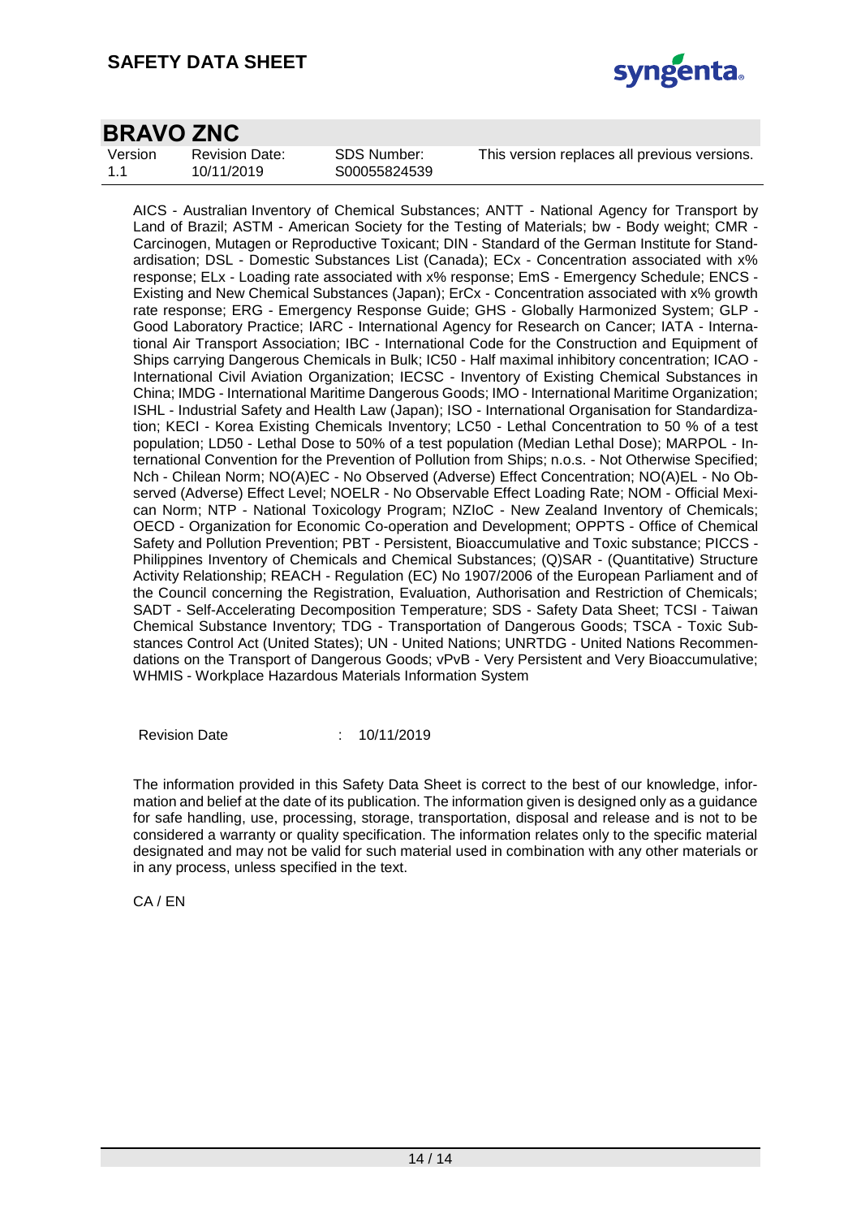AICS - Australian Inventory of Chemical Substances; ANTT - National Agency for Transport by Land of Brazil; ASTM - American Society for the Testing of Materials; bw - Body weight; CMR - Carcinogen, Mutagen or Reproductive Toxicant; DIN - Standard of the German Institute for Standardisation; DSL - Domestic Substances List (Canada); ECx - Concentration associated with x% response; ELx - Loading rate associated with x% response; EmS - Emergency Schedule; ENCS - Existing and New Chemical Substances (Japan); ErCx - Concentration associated with x% growth rate response; ERG - Emergency Response Guide; GHS - Globally Harmonized System; GLP - Good Laboratory Practice; IARC - International Agency for Research on Cancer; IATA - International Air Transport Association; IBC - International Code for the Construction and Equipment of Ships carrying Dangerous Chemicals in Bulk; IC50 - Half maximal inhibitory concentration; ICAO - International Civil Aviation Organization; IECSC - Inventory of Existing Chemical Substances in China; IMDG - International Maritime Dangerous Goods; IMO - International Maritime Organization; ISHL - Industrial Safety and Health Law (Japan); ISO - International Organisation for Standardization; KECI - Korea Existing Chemicals Inventory; LC50 - Lethal Concentration to 50 % of a test population; LD50 - Lethal Dose to 50% of a test population (Median Lethal Dose); MARPOL - International Convention for the Prevention of Pollution from Ships; n.o.s. - Not Otherwise Specified; Nch - Chilean Norm; NO(A)EC - No Observed (Adverse) Effect Concentration; NO(A)EL - No Observed (Adverse) Effect Level; NOELR - No Observable Effect Loading Rate; NOM - Official Mexican Norm; NTP - National Toxicology Program; NZIoC - New Zealand Inventory of Chemicals; OECD - Organization for Economic Co-operation and Development; OPPTS - Office of Chemical Safety and Pollution Prevention; PBT - Persistent, Bioaccumulative and Toxic substance; PICCS - Philippines Inventory of Chemicals and Chemical Substances; (Q)SAR - (Quantitative) Structure Activity Relationship; REACH - Regulation (EC) No 1907/2006 of the European Parliament and of the Council concerning the Registration, Evaluation, Authorisation and Restriction of Chemicals; SADT - Self-Accelerating Decomposition Temperature; SDS - Safety Data Sheet; TCSI - Taiwan Chemical Substance Inventory; TDG - Transportation of Dangerous Goods; TSCA - Toxic Substances Control Act (United States); UN - United Nations; UNRTDG - United Nations Recommendations on the Transport of Dangerous Goods; vPvB - Very Persistent and Very Bioaccumulative; WHMIS - Workplace Hazardous Materials Information System

Revision Date : 10/11/2019

The information provided in this Safety Data Sheet is correct to the best of our knowledge, information and belief at the date of its publication. The information given is designed only as a guidance for safe handling, use, processing, storage, transportation, disposal and release and is not to be considered a warranty or quality specification. The information relates only to the specific material designated and may not be valid for such material used in combination with any other materials or in any process, unless specified in the text.

CA / EN